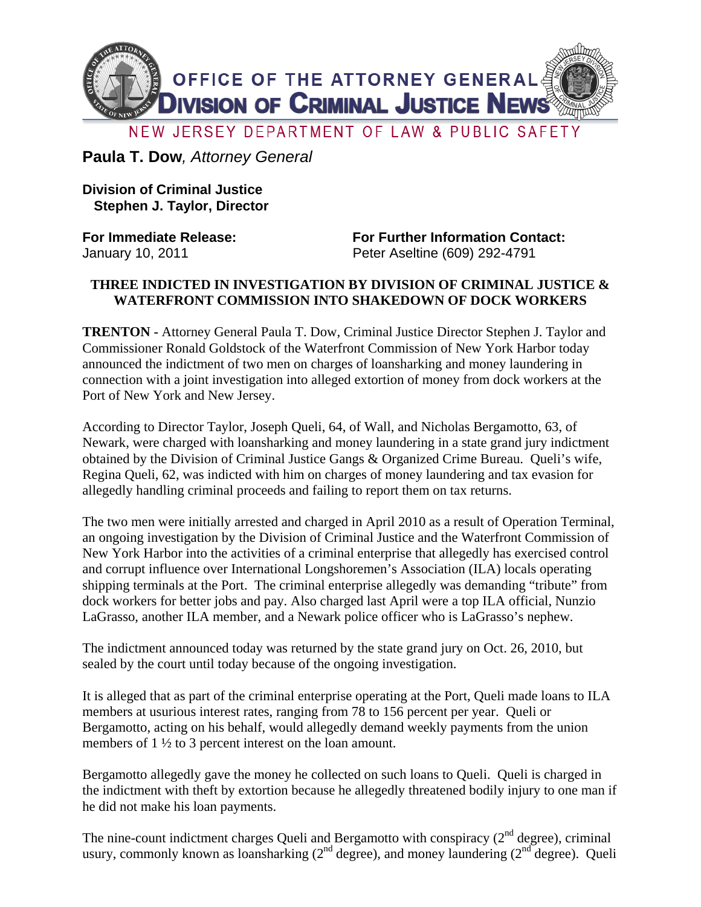OFFICE OF THE ATTORNEY GENERAL
**DIVISION OF CRIMINAL JUSTICE NEWS**

NEW JERSEY DEPARTMENT OF LAW & PUBLIC SAFETY

**Paula T. Dow**, *Attorney General*

**Division of Criminal Justice**
**Stephen J. Taylor, Director**

**For Immediate Release:**
January 10, 2011

**For Further Information Contact:**
Peter Aseltine (609) 292-4791

## THREE INDICTED IN INVESTIGATION BY DIVISION OF CRIMINAL JUSTICE & WATERFRONT COMMISSION INTO SHAKEDOWN OF DOCK WORKERS

**TRENTON -** Attorney General Paula T. Dow, Criminal Justice Director Stephen J. Taylor and Commissioner Ronald Goldstock of the Waterfront Commission of New York Harbor today announced the indictment of two men on charges of loansharking and money laundering in connection with a joint investigation into alleged extortion of money from dock workers at the Port of New York and New Jersey.

According to Director Taylor, Joseph Queli, 64, of Wall, and Nicholas Bergamotto, 63, of Newark, were charged with loansharking and money laundering in a state grand jury indictment obtained by the Division of Criminal Justice Gangs & Organized Crime Bureau. Queli's wife, Regina Queli, 62, was indicted with him on charges of money laundering and tax evasion for allegedly handling criminal proceeds and failing to report them on tax returns.

The two men were initially arrested and charged in April 2010 as a result of Operation Terminal, an ongoing investigation by the Division of Criminal Justice and the Waterfront Commission of New York Harbor into the activities of a criminal enterprise that allegedly has exercised control and corrupt influence over International Longshoremen's Association (ILA) locals operating shipping terminals at the Port. The criminal enterprise allegedly was demanding "tribute" from dock workers for better jobs and pay. Also charged last April were a top ILA official, Nunzio LaGrasso, another ILA member, and a Newark police officer who is LaGrasso's nephew.

The indictment announced today was returned by the state grand jury on Oct. 26, 2010, but sealed by the court until today because of the ongoing investigation.

It is alleged that as part of the criminal enterprise operating at the Port, Queli made loans to ILA members at usurious interest rates, ranging from 78 to 156 percent per year. Queli or Bergamotto, acting on his behalf, would allegedly demand weekly payments from the union members of 1 ½ to 3 percent interest on the loan amount.

Bergamotto allegedly gave the money he collected on such loans to Queli. Queli is charged in the indictment with theft by extortion because he allegedly threatened bodily injury to one man if he did not make his loan payments.

The nine-count indictment charges Queli and Bergamotto with conspiracy (2nd degree), criminal usury, commonly known as loansharking (2nd degree), and money laundering (2nd degree). Queli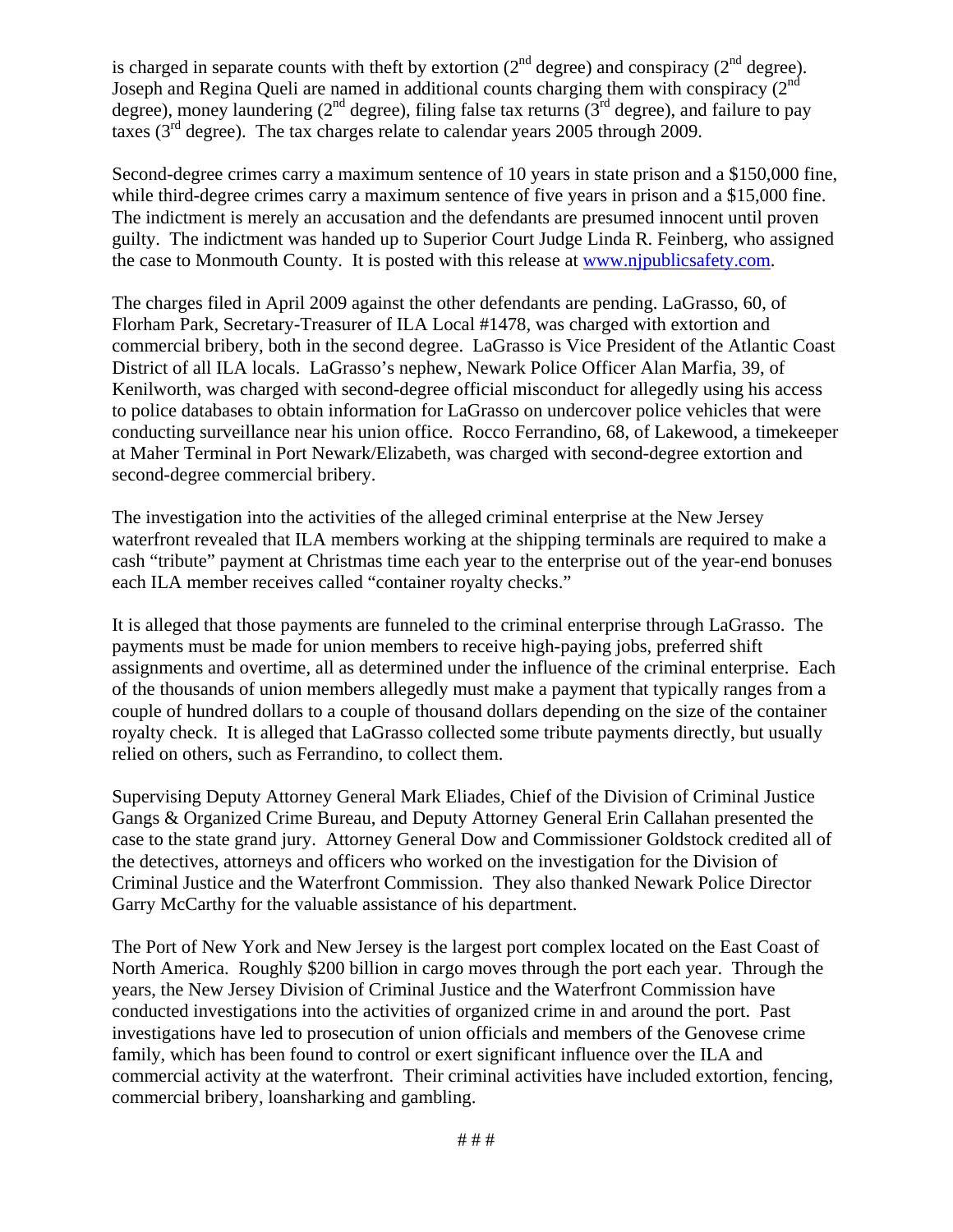is charged in separate counts with theft by extortion (2nd degree) and conspiracy (2nd degree). Joseph and Regina Queli are named in additional counts charging them with conspiracy (2nd degree), money laundering (2nd degree), filing false tax returns (3rd degree), and failure to pay taxes (3rd degree). The tax charges relate to calendar years 2005 through 2009.

Second-degree crimes carry a maximum sentence of 10 years in state prison and a $150,000 fine, while third-degree crimes carry a maximum sentence of five years in prison and a $15,000 fine. The indictment is merely an accusation and the defendants are presumed innocent until proven guilty. The indictment was handed up to Superior Court Judge Linda R. Feinberg, who assigned the case to Monmouth County. It is posted with this release at [www.njpublicsafety.com](http://www.njpublicsafety.com).

The charges filed in April 2009 against the other defendants are pending. LaGrasso, 60, of Florham Park, Secretary-Treasurer of ILA Local #1478, was charged with extortion and commercial bribery, both in the second degree. LaGrasso is Vice President of the Atlantic Coast District of all ILA locals. LaGrasso's nephew, Newark Police Officer Alan Marfia, 39, of Kenilworth, was charged with second-degree official misconduct for allegedly using his access to police databases to obtain information for LaGrasso on undercover police vehicles that were conducting surveillance near his union office. Rocco Ferrandino, 68, of Lakewood, a timekeeper at Maher Terminal in Port Newark/Elizabeth, was charged with second-degree extortion and second-degree commercial bribery.

The investigation into the activities of the alleged criminal enterprise at the New Jersey waterfront revealed that ILA members working at the shipping terminals are required to make a cash "tribute" payment at Christmas time each year to the enterprise out of the year-end bonuses each ILA member receives called "container royalty checks."

It is alleged that those payments are funneled to the criminal enterprise through LaGrasso. The payments must be made for union members to receive high-paying jobs, preferred shift assignments and overtime, all as determined under the influence of the criminal enterprise. Each of the thousands of union members allegedly must make a payment that typically ranges from a couple of hundred dollars to a couple of thousand dollars depending on the size of the container royalty check. It is alleged that LaGrasso collected some tribute payments directly, but usually relied on others, such as Ferrandino, to collect them.

Supervising Deputy Attorney General Mark Eliades, Chief of the Division of Criminal Justice Gangs & Organized Crime Bureau, and Deputy Attorney General Erin Callahan presented the case to the state grand jury. Attorney General Dow and Commissioner Goldstock credited all of the detectives, attorneys and officers who worked on the investigation for the Division of Criminal Justice and the Waterfront Commission. They also thanked Newark Police Director Garry McCarthy for the valuable assistance of his department.

The Port of New York and New Jersey is the largest port complex located on the East Coast of North America. Roughly $200 billion in cargo moves through the port each year. Through the years, the New Jersey Division of Criminal Justice and the Waterfront Commission have conducted investigations into the activities of organized crime in and around the port. Past investigations have led to prosecution of union officials and members of the Genovese crime family, which has been found to control or exert significant influence over the ILA and commercial activity at the waterfront. Their criminal activities have included extortion, fencing, commercial bribery, loansharking and gambling.

# # #